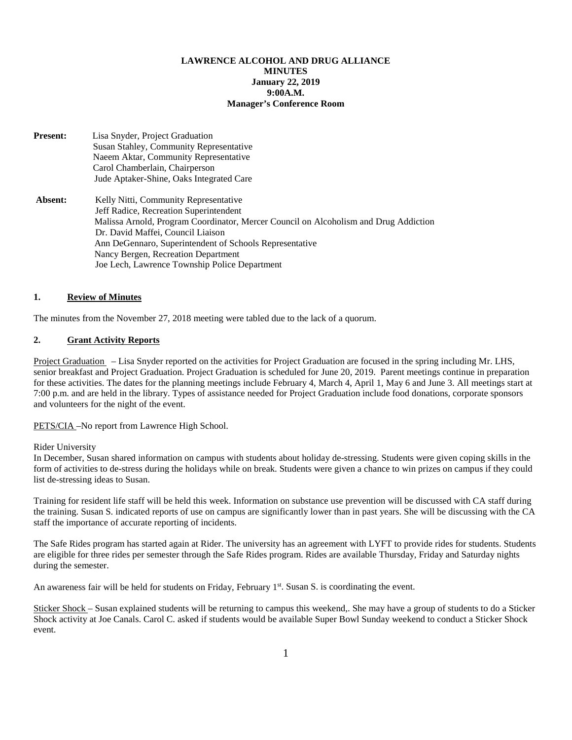**LAWRENCE ALCOHOL AND DRUG ALLIANCE**
**MINUTES**
**January 22, 2019**
**9:00A.M.**
**Manager's Conference Room**

**Present:** Lisa Snyder, Project Graduation
Susan Stahley, Community Representative
Naeem Aktar, Community Representative
Carol Chamberlain, Chairperson
Jude Aptaker-Shine, Oaks Integrated Care

**Absent:** Kelly Nitti, Community Representative
Jeff Radice, Recreation Superintendent
Malissa Arnold, Program Coordinator, Mercer Council on Alcoholism and Drug Addiction
Dr. David Maffei, Council Liaison
Ann DeGennaro, Superintendent of Schools Representative
Nancy Bergen, Recreation Department
Joe Lech, Lawrence Township Police Department

## 1. Review of Minutes

The minutes from the November 27, 2018 meeting were tabled due to the lack of a quorum.

## 2. Grant Activity Reports

Project Graduation – Lisa Snyder reported on the activities for Project Graduation are focused in the spring including Mr. LHS, senior breakfast and Project Graduation. Project Graduation is scheduled for June 20, 2019. Parent meetings continue in preparation for these activities. The dates for the planning meetings include February 4, March 4, April 1, May 6 and June 3. All meetings start at 7:00 p.m. and are held in the library. Types of assistance needed for Project Graduation include food donations, corporate sponsors and volunteers for the night of the event.

PETS/CIA –No report from Lawrence High School.

Rider University

In December, Susan shared information on campus with students about holiday de-stressing. Students were given coping skills in the form of activities to de-stress during the holidays while on break. Students were given a chance to win prizes on campus if they could list de-stressing ideas to Susan.

Training for resident life staff will be held this week. Information on substance use prevention will be discussed with CA staff during the training. Susan S. indicated reports of use on campus are significantly lower than in past years. She will be discussing with the CA staff the importance of accurate reporting of incidents.

The Safe Rides program has started again at Rider. The university has an agreement with LYFT to provide rides for students. Students are eligible for three rides per semester through the Safe Rides program. Rides are available Thursday, Friday and Saturday nights during the semester.

An awareness fair will be held for students on Friday, February 1st. Susan S. is coordinating the event.

Sticker Shock – Susan explained students will be returning to campus this weekend,. She may have a group of students to do a Sticker Shock activity at Joe Canals. Carol C. asked if students would be available Super Bowl Sunday weekend to conduct a Sticker Shock event.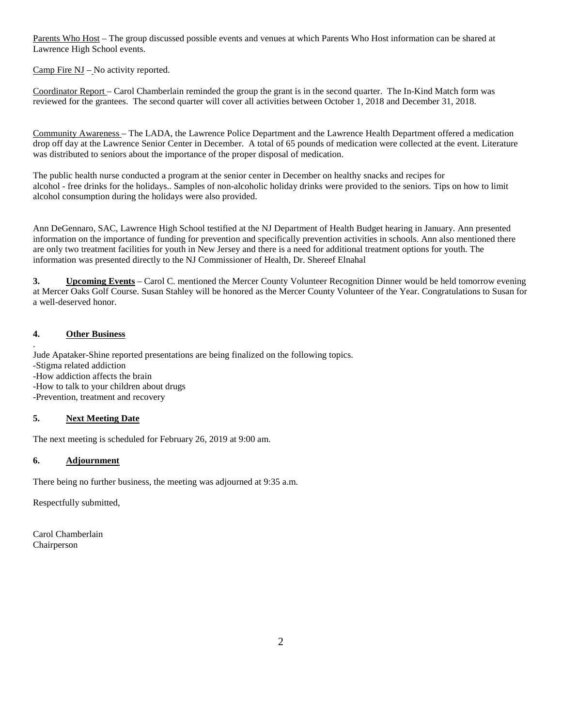Parents Who Host – The group discussed possible events and venues at which Parents Who Host information can be shared at Lawrence High School events.

Camp Fire NJ – No activity reported.

Coordinator Report – Carol Chamberlain reminded the group the grant is in the second quarter. The In-Kind Match form was reviewed for the grantees. The second quarter will cover all activities between October 1, 2018 and December 31, 2018.

Community Awareness – The LADA, the Lawrence Police Department and the Lawrence Health Department offered a medication drop off day at the Lawrence Senior Center in December. A total of 65 pounds of medication were collected at the event. Literature was distributed to seniors about the importance of the proper disposal of medication.

The public health nurse conducted a program at the senior center in December on healthy snacks and recipes for alcohol - free drinks for the holidays.. Samples of non-alcoholic holiday drinks were provided to the seniors. Tips on how to limit alcohol consumption during the holidays were also provided.

Ann DeGennaro, SAC, Lawrence High School testified at the NJ Department of Health Budget hearing in January. Ann presented information on the importance of funding for prevention and specifically prevention activities in schools. Ann also mentioned there are only two treatment facilities for youth in New Jersey and there is a need for additional treatment options for youth. The information was presented directly to the NJ Commissioner of Health, Dr. Shereef Elnahal

**3. Upcoming Events** – Carol C. mentioned the Mercer County Volunteer Recognition Dinner would be held tomorrow evening at Mercer Oaks Golf Course. Susan Stahley will be honored as the Mercer County Volunteer of the Year. Congratulations to Susan for a well-deserved honor.

## 4. Other Business

Jude Apataker-Shine reported presentations are being finalized on the following topics.

- Stigma related addiction
- How addiction affects the brain
- How to talk to your children about drugs
- Prevention, treatment and recovery

## 5. Next Meeting Date

The next meeting is scheduled for February 26, 2019 at 9:00 am.

## 6. Adjournment

There being no further business, the meeting was adjourned at 9:35 a.m.

Respectfully submitted,

Carol Chamberlain
Chairperson